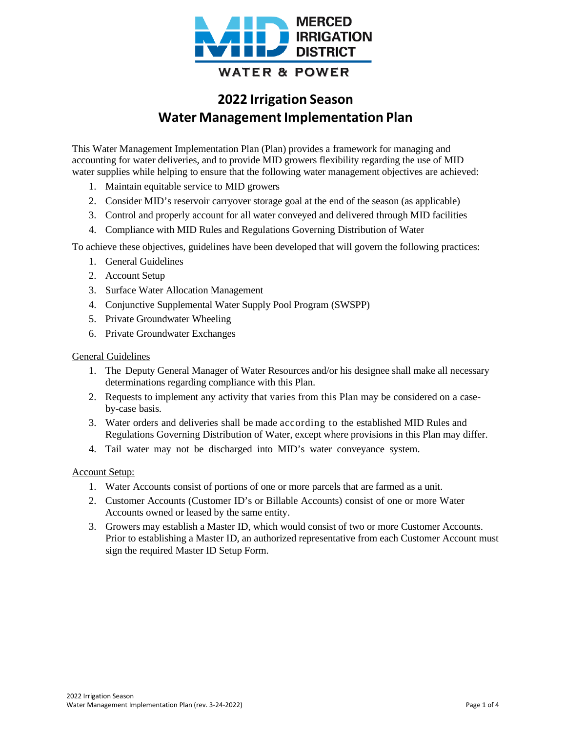MERCED IRRIGATION DISTRICT

WATER & POWER

# 2022 Irrigation Season
# Water Management Implementation Plan

This Water Management Implementation Plan (Plan) provides a framework for managing and accounting for water deliveries, and to provide MID growers flexibility regarding the use of MID water supplies while helping to ensure that the following water management objectives are achieved:

1. Maintain equitable service to MID growers
2. Consider MID's reservoir carryover storage goal at the end of the season (as applicable)
3. Control and properly account for all water conveyed and delivered through MID facilities
4. Compliance with MID Rules and Regulations Governing Distribution of Water

To achieve these objectives, guidelines have been developed that will govern the following practices:

1. General Guidelines
2. Account Setup
3. Surface Water Allocation Management
4. Conjunctive Supplemental Water Supply Pool Program (SWSPP)
5. Private Groundwater Wheeling
6. Private Groundwater Exchanges

<u>General Guidelines</u>

1. The Deputy General Manager of Water Resources and/or his designee shall make all necessary determinations regarding compliance with this Plan.
2. Requests to implement any activity that varies from this Plan may be considered on a case-by-case basis.
3. Water orders and deliveries shall be made according to the established MID Rules and Regulations Governing Distribution of Water, except where provisions in this Plan may differ.
4. Tail water may not be discharged into MID's water conveyance system.

<u>Account Setup:</u>

1. Water Accounts consist of portions of one or more parcels that are farmed as a unit.
2. Customer Accounts (Customer ID's or Billable Accounts) consist of one or more Water Accounts owned or leased by the same entity.
3. Growers may establish a Master ID, which would consist of two or more Customer Accounts. Prior to establishing a Master ID, an authorized representative from each Customer Account must sign the required Master ID Setup Form.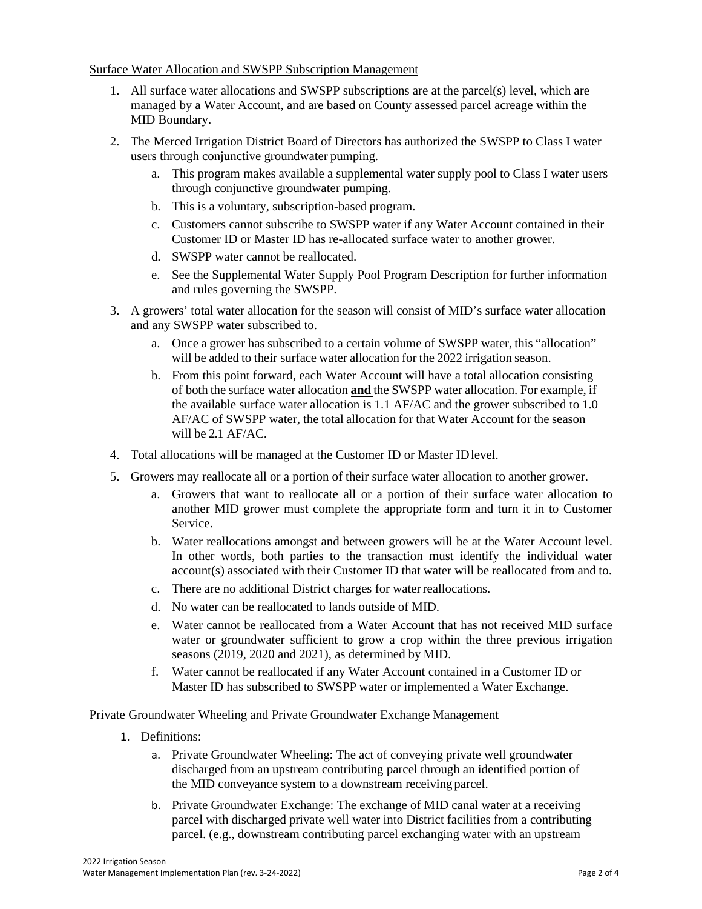Surface Water Allocation and SWSPP Subscription Management

1. All surface water allocations and SWSPP subscriptions are at the parcel(s) level, which are managed by a Water Account, and are based on County assessed parcel acreage within the MID Boundary.
2. The Merced Irrigation District Board of Directors has authorized the SWSPP to Class I water users through conjunctive groundwater pumping.
   a. This program makes available a supplemental water supply pool to Class I water users through conjunctive groundwater pumping.
   b. This is a voluntary, subscription-based program.
   c. Customers cannot subscribe to SWSPP water if any Water Account contained in their Customer ID or Master ID has re-allocated surface water to another grower.
   d. SWSPP water cannot be reallocated.
   e. See the Supplemental Water Supply Pool Program Description for further information and rules governing the SWSPP.
3. A growers' total water allocation for the season will consist of MID's surface water allocation and any SWSPP water subscribed to.
   a. Once a grower has subscribed to a certain volume of SWSPP water, this "allocation" will be added to their surface water allocation for the 2022 irrigation season.
   b. From this point forward, each Water Account will have a total allocation consisting of both the surface water allocation **and** the SWSPP water allocation. For example, if the available surface water allocation is 1.1 AF/AC and the grower subscribed to 1.0 AF/AC of SWSPP water, the total allocation for that Water Account for the season will be 2.1 AF/AC.
4. Total allocations will be managed at the Customer ID or Master ID level.
5. Growers may reallocate all or a portion of their surface water allocation to another grower.
   a. Growers that want to reallocate all or a portion of their surface water allocation to another MID grower must complete the appropriate form and turn it in to Customer Service.
   b. Water reallocations amongst and between growers will be at the Water Account level. In other words, both parties to the transaction must identify the individual water account(s) associated with their Customer ID that water will be reallocated from and to.
   c. There are no additional District charges for water reallocations.
   d. No water can be reallocated to lands outside of MID.
   e. Water cannot be reallocated from a Water Account that has not received MID surface water or groundwater sufficient to grow a crop within the three previous irrigation seasons (2019, 2020 and 2021), as determined by MID.
   f. Water cannot be reallocated if any Water Account contained in a Customer ID or Master ID has subscribed to SWSPP water or implemented a Water Exchange.

Private Groundwater Wheeling and Private Groundwater Exchange Management

1. Definitions:
   a. Private Groundwater Wheeling: The act of conveying private well groundwater discharged from an upstream contributing parcel through an identified portion of the MID conveyance system to a downstream receiving parcel.
   b. Private Groundwater Exchange: The exchange of MID canal water at a receiving parcel with discharged private well water into District facilities from a contributing parcel. (e.g., downstream contributing parcel exchanging water with an upstream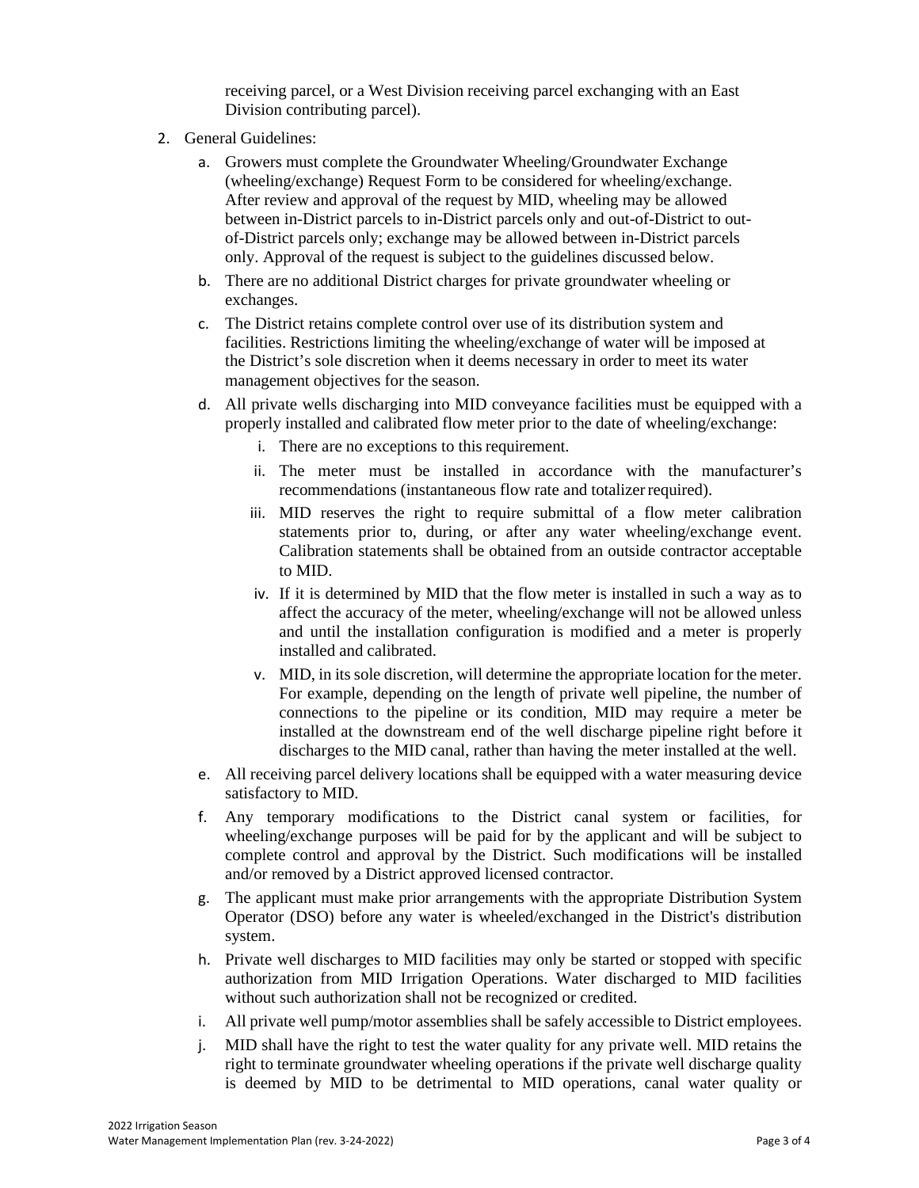receiving parcel, or a West Division receiving parcel exchanging with an East Division contributing parcel).

2. General Guidelines:
   a. Growers must complete the Groundwater Wheeling/Groundwater Exchange (wheeling/exchange) Request Form to be considered for wheeling/exchange. After review and approval of the request by MID, wheeling may be allowed between in-District parcels to in-District parcels only and out-of-District to out-of-District parcels only; exchange may be allowed between in-District parcels only. Approval of the request is subject to the guidelines discussed below.
   b. There are no additional District charges for private groundwater wheeling or exchanges.
   c. The District retains complete control over use of its distribution system and facilities. Restrictions limiting the wheeling/exchange of water will be imposed at the District's sole discretion when it deems necessary in order to meet its water management objectives for the season.
   d. All private wells discharging into MID conveyance facilities must be equipped with a properly installed and calibrated flow meter prior to the date of wheeling/exchange:
      i. There are no exceptions to this requirement.
      ii. The meter must be installed in accordance with the manufacturer's recommendations (instantaneous flow rate and totalizer required).
      iii. MID reserves the right to require submittal of a flow meter calibration statements prior to, during, or after any water wheeling/exchange event. Calibration statements shall be obtained from an outside contractor acceptable to MID.
      iv. If it is determined by MID that the flow meter is installed in such a way as to affect the accuracy of the meter, wheeling/exchange will not be allowed unless and until the installation configuration is modified and a meter is properly installed and calibrated.
      v. MID, in its sole discretion, will determine the appropriate location for the meter. For example, depending on the length of private well pipeline, the number of connections to the pipeline or its condition, MID may require a meter be installed at the downstream end of the well discharge pipeline right before it discharges to the MID canal, rather than having the meter installed at the well.
   e. All receiving parcel delivery locations shall be equipped with a water measuring device satisfactory to MID.
   f. Any temporary modifications to the District canal system or facilities, for wheeling/exchange purposes will be paid for by the applicant and will be subject to complete control and approval by the District. Such modifications will be installed and/or removed by a District approved licensed contractor.
   g. The applicant must make prior arrangements with the appropriate Distribution System Operator (DSO) before any water is wheeled/exchanged in the District's distribution system.
   h. Private well discharges to MID facilities may only be started or stopped with specific authorization from MID Irrigation Operations. Water discharged to MID facilities without such authorization shall not be recognized or credited.
   i. All private well pump/motor assemblies shall be safely accessible to District employees.
   j. MID shall have the right to test the water quality for any private well. MID retains the right to terminate groundwater wheeling operations if the private well discharge quality is deemed by MID to be detrimental to MID operations, canal water quality or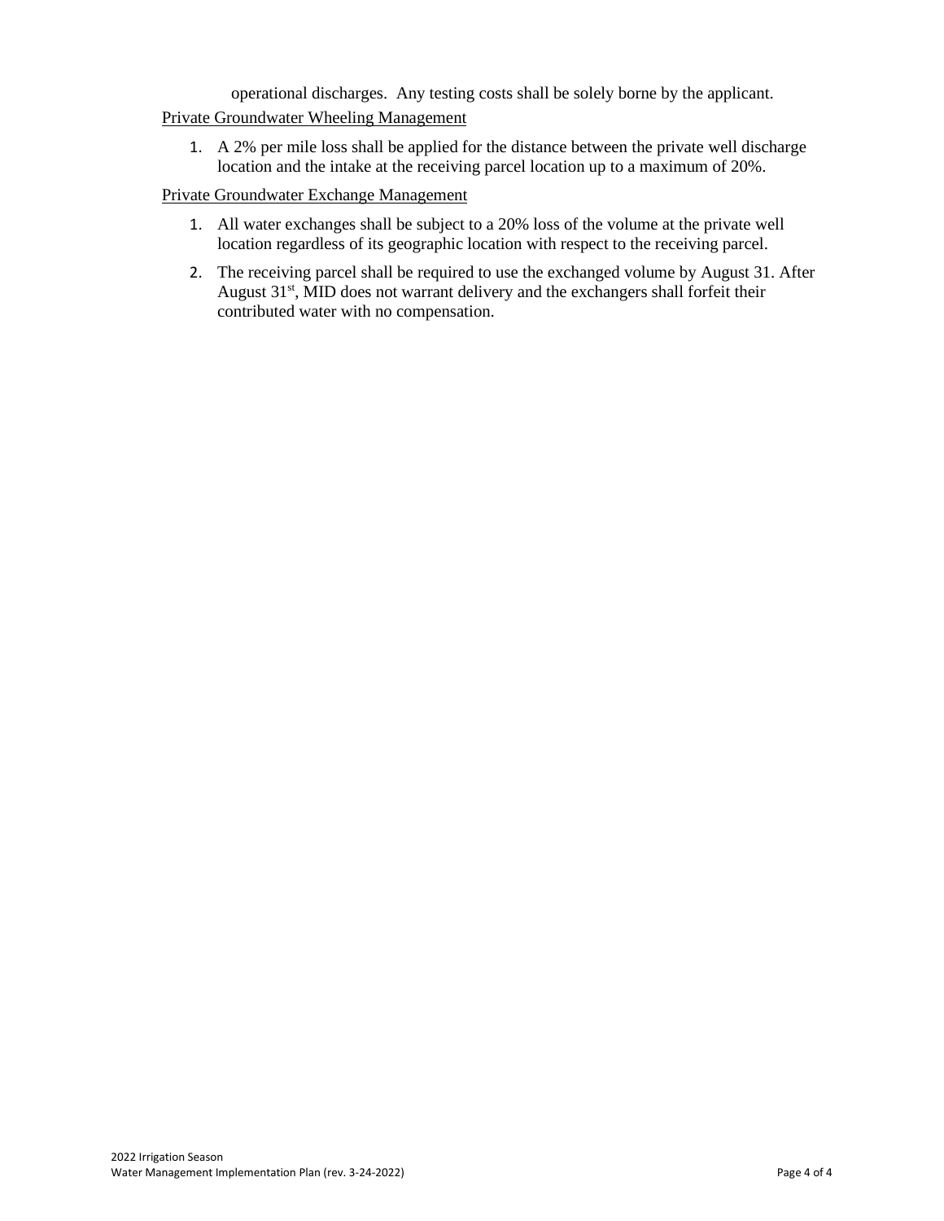operational discharges. Any testing costs shall be solely borne by the applicant.

Private Groundwater Wheeling Management

1. A 2% per mile loss shall be applied for the distance between the private well discharge location and the intake at the receiving parcel location up to a maximum of 20%.

Private Groundwater Exchange Management

1. All water exchanges shall be subject to a 20% loss of the volume at the private well location regardless of its geographic location with respect to the receiving parcel.
2. The receiving parcel shall be required to use the exchanged volume by August 31. After August 31st, MID does not warrant delivery and the exchangers shall forfeit their contributed water with no compensation.